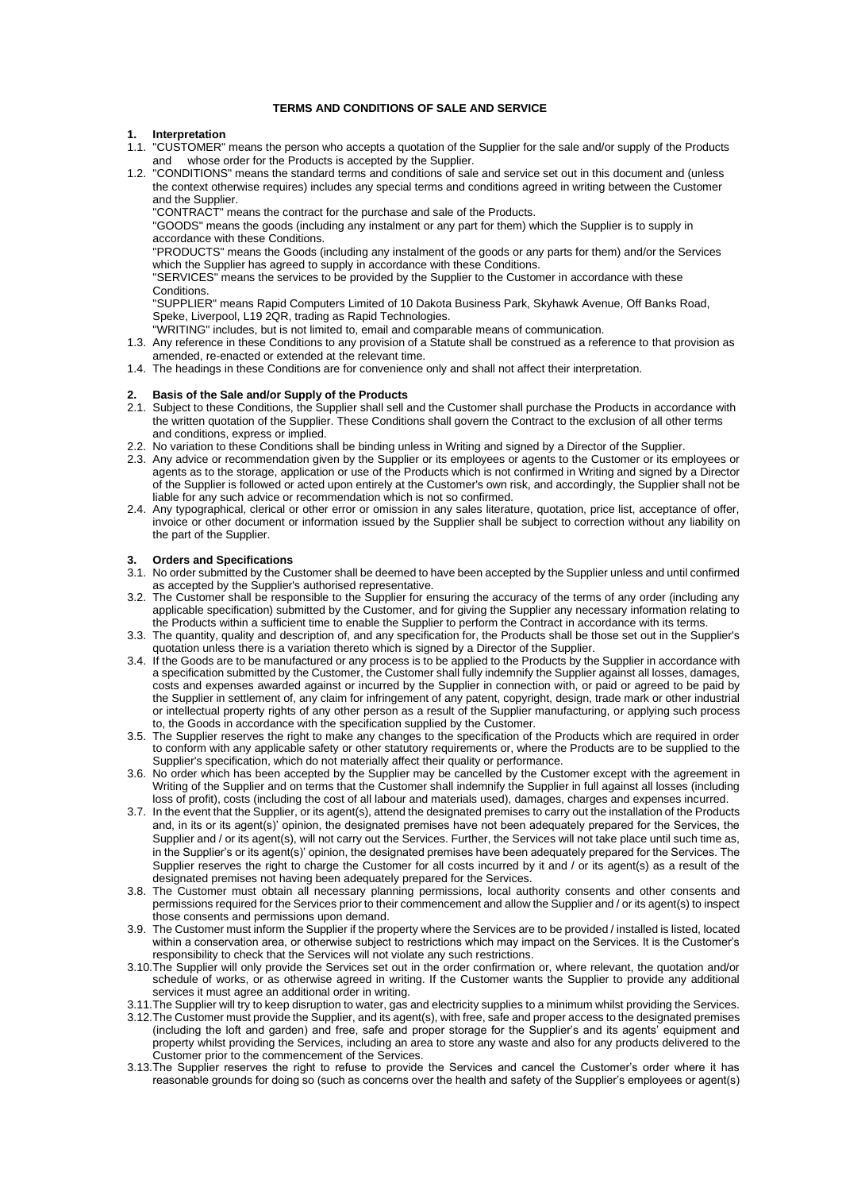# TERMS AND CONDITIONS OF SALE AND SERVICE

## 1. Interpretation

1.1. "CUSTOMER" means the person who accepts a quotation of the Supplier for the sale and/or supply of the Products and whose order for the Products is accepted by the Supplier.

1.2. "CONDITIONS" means the standard terms and conditions of sale and service set out in this document and (unless the context otherwise requires) includes any special terms and conditions agreed in writing between the Customer and the Supplier.

"CONTRACT" means the contract for the purchase and sale of the Products.

"GOODS" means the goods (including any instalment or any part for them) which the Supplier is to supply in accordance with these Conditions.

"PRODUCTS" means the Goods (including any instalment of the goods or any parts for them) and/or the Services which the Supplier has agreed to supply in accordance with these Conditions.

"SERVICES" means the services to be provided by the Supplier to the Customer in accordance with these Conditions.

"SUPPLIER" means Rapid Computers Limited of 10 Dakota Business Park, Skyhawk Avenue, Off Banks Road, Speke, Liverpool, L19 2QR, trading as Rapid Technologies.

"WRITING" includes, but is not limited to, email and comparable means of communication.

1.3. Any reference in these Conditions to any provision of a Statute shall be construed as a reference to that provision as amended, re-enacted or extended at the relevant time.

1.4. The headings in these Conditions are for convenience only and shall not affect their interpretation.

## 2. Basis of the Sale and/or Supply of the Products

2.1. Subject to these Conditions, the Supplier shall sell and the Customer shall purchase the Products in accordance with the written quotation of the Supplier. These Conditions shall govern the Contract to the exclusion of all other terms and conditions, express or implied.

2.2. No variation to these Conditions shall be binding unless in Writing and signed by a Director of the Supplier.

2.3. Any advice or recommendation given by the Supplier or its employees or agents to the Customer or its employees or agents as to the storage, application or use of the Products which is not confirmed in Writing and signed by a Director of the Supplier is followed or acted upon entirely at the Customer's own risk, and accordingly, the Supplier shall not be liable for any such advice or recommendation which is not so confirmed.

2.4. Any typographical, clerical or other error or omission in any sales literature, quotation, price list, acceptance of offer, invoice or other document or information issued by the Supplier shall be subject to correction without any liability on the part of the Supplier.

## 3. Orders and Specifications

3.1. No order submitted by the Customer shall be deemed to have been accepted by the Supplier unless and until confirmed as accepted by the Supplier's authorised representative.

3.2. The Customer shall be responsible to the Supplier for ensuring the accuracy of the terms of any order (including any applicable specification) submitted by the Customer, and for giving the Supplier any necessary information relating to the Products within a sufficient time to enable the Supplier to perform the Contract in accordance with its terms.

3.3. The quantity, quality and description of, and any specification for, the Products shall be those set out in the Supplier's quotation unless there is a variation thereto which is signed by a Director of the Supplier.

3.4. If the Goods are to be manufactured or any process is to be applied to the Products by the Supplier in accordance with a specification submitted by the Customer, the Customer shall fully indemnify the Supplier against all losses, damages, costs and expenses awarded against or incurred by the Supplier in connection with, or paid or agreed to be paid by the Supplier in settlement of, any claim for infringement of any patent, copyright, design, trade mark or other industrial or intellectual property rights of any other person as a result of the Supplier manufacturing, or applying such process to, the Goods in accordance with the specification supplied by the Customer.

3.5. The Supplier reserves the right to make any changes to the specification of the Products which are required in order to conform with any applicable safety or other statutory requirements or, where the Products are to be supplied to the Supplier's specification, which do not materially affect their quality or performance.

3.6. No order which has been accepted by the Supplier may be cancelled by the Customer except with the agreement in Writing of the Supplier and on terms that the Customer shall indemnify the Supplier in full against all losses (including loss of profit), costs (including the cost of all labour and materials used), damages, charges and expenses incurred.

3.7. In the event that the Supplier, or its agent(s), attend the designated premises to carry out the installation of the Products and, in its or its agent(s)' opinion, the designated premises have not been adequately prepared for the Services, the Supplier and / or its agent(s), will not carry out the Services. Further, the Services will not take place until such time as, in the Supplier's or its agent(s)' opinion, the designated premises have been adequately prepared for the Services. The Supplier reserves the right to charge the Customer for all costs incurred by it and / or its agent(s) as a result of the designated premises not having been adequately prepared for the Services.

3.8. The Customer must obtain all necessary planning permissions, local authority consents and other consents and permissions required for the Services prior to their commencement and allow the Supplier and / or its agent(s) to inspect those consents and permissions upon demand.

3.9. The Customer must inform the Supplier if the property where the Services are to be provided / installed is listed, located within a conservation area, or otherwise subject to restrictions which may impact on the Services. It is the Customer's responsibility to check that the Services will not violate any such restrictions.

3.10. The Supplier will only provide the Services set out in the order confirmation or, where relevant, the quotation and/or schedule of works, or as otherwise agreed in writing. If the Customer wants the Supplier to provide any additional services it must agree an additional order in writing.

3.11. The Supplier will try to keep disruption to water, gas and electricity supplies to a minimum whilst providing the Services.

3.12. The Customer must provide the Supplier, and its agent(s), with free, safe and proper access to the designated premises (including the loft and garden) and free, safe and proper storage for the Supplier's and its agents' equipment and property whilst providing the Services, including an area to store any waste and also for any products delivered to the Customer prior to the commencement of the Services.

3.13. The Supplier reserves the right to refuse to provide the Services and cancel the Customer's order where it has reasonable grounds for doing so (such as concerns over the health and safety of the Supplier's employees or agent(s)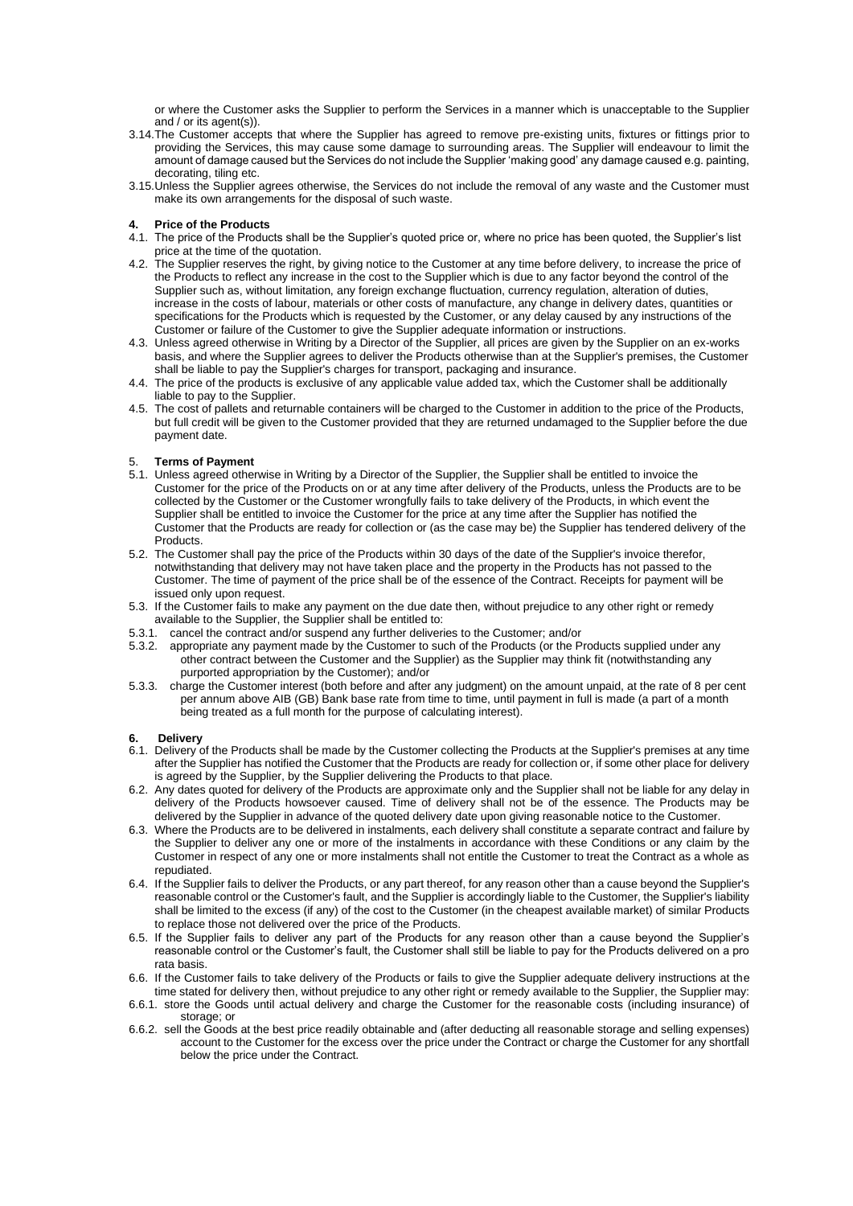or where the Customer asks the Supplier to perform the Services in a manner which is unacceptable to the Supplier and / or its agent(s)).

3.14. The Customer accepts that where the Supplier has agreed to remove pre-existing units, fixtures or fittings prior to providing the Services, this may cause some damage to surrounding areas. The Supplier will endeavour to limit the amount of damage caused but the Services do not include the Supplier 'making good' any damage caused e.g. painting, decorating, tiling etc.

3.15. Unless the Supplier agrees otherwise, the Services do not include the removal of any waste and the Customer must make its own arrangements for the disposal of such waste.

## 4. Price of the Products

4.1. The price of the Products shall be the Supplier's quoted price or, where no price has been quoted, the Supplier's list price at the time of the quotation.

4.2. The Supplier reserves the right, by giving notice to the Customer at any time before delivery, to increase the price of the Products to reflect any increase in the cost to the Supplier which is due to any factor beyond the control of the Supplier such as, without limitation, any foreign exchange fluctuation, currency regulation, alteration of duties, increase in the costs of labour, materials or other costs of manufacture, any change in delivery dates, quantities or specifications for the Products which is requested by the Customer, or any delay caused by any instructions of the Customer or failure of the Customer to give the Supplier adequate information or instructions.

4.3. Unless agreed otherwise in Writing by a Director of the Supplier, all prices are given by the Supplier on an ex-works basis, and where the Supplier agrees to deliver the Products otherwise than at the Supplier's premises, the Customer shall be liable to pay the Supplier's charges for transport, packaging and insurance.

4.4. The price of the products is exclusive of any applicable value added tax, which the Customer shall be additionally liable to pay to the Supplier.

4.5. The cost of pallets and returnable containers will be charged to the Customer in addition to the price of the Products, but full credit will be given to the Customer provided that they are returned undamaged to the Supplier before the due payment date.

## 5. Terms of Payment

5.1. Unless agreed otherwise in Writing by a Director of the Supplier, the Supplier shall be entitled to invoice the Customer for the price of the Products on or at any time after delivery of the Products, unless the Products are to be collected by the Customer or the Customer wrongfully fails to take delivery of the Products, in which event the Supplier shall be entitled to invoice the Customer for the price at any time after the Supplier has notified the Customer that the Products are ready for collection or (as the case may be) the Supplier has tendered delivery of the Products.

5.2. The Customer shall pay the price of the Products within 30 days of the date of the Supplier's invoice therefor, notwithstanding that delivery may not have taken place and the property in the Products has not passed to the Customer. The time of payment of the price shall be of the essence of the Contract. Receipts for payment will be issued only upon request.

5.3. If the Customer fails to make any payment on the due date then, without prejudice to any other right or remedy available to the Supplier, the Supplier shall be entitled to:

5.3.1. cancel the contract and/or suspend any further deliveries to the Customer; and/or

5.3.2. appropriate any payment made by the Customer to such of the Products (or the Products supplied under any other contract between the Customer and the Supplier) as the Supplier may think fit (notwithstanding any purported appropriation by the Customer); and/or

5.3.3. charge the Customer interest (both before and after any judgment) on the amount unpaid, at the rate of 8 per cent per annum above AIB (GB) Bank base rate from time to time, until payment in full is made (a part of a month being treated as a full month for the purpose of calculating interest).

## 6. Delivery

6.1. Delivery of the Products shall be made by the Customer collecting the Products at the Supplier's premises at any time after the Supplier has notified the Customer that the Products are ready for collection or, if some other place for delivery is agreed by the Supplier, by the Supplier delivering the Products to that place.

6.2. Any dates quoted for delivery of the Products are approximate only and the Supplier shall not be liable for any delay in delivery of the Products howsoever caused. Time of delivery shall not be of the essence. The Products may be delivered by the Supplier in advance of the quoted delivery date upon giving reasonable notice to the Customer.

6.3. Where the Products are to be delivered in instalments, each delivery shall constitute a separate contract and failure by the Supplier to deliver any one or more of the instalments in accordance with these Conditions or any claim by the Customer in respect of any one or more instalments shall not entitle the Customer to treat the Contract as a whole as repudiated.

6.4. If the Supplier fails to deliver the Products, or any part thereof, for any reason other than a cause beyond the Supplier's reasonable control or the Customer's fault, and the Supplier is accordingly liable to the Customer, the Supplier's liability shall be limited to the excess (if any) of the cost to the Customer (in the cheapest available market) of similar Products to replace those not delivered over the price of the Products.

6.5. If the Supplier fails to deliver any part of the Products for any reason other than a cause beyond the Supplier's reasonable control or the Customer's fault, the Customer shall still be liable to pay for the Products delivered on a pro rata basis.

6.6. If the Customer fails to take delivery of the Products or fails to give the Supplier adequate delivery instructions at the time stated for delivery then, without prejudice to any other right or remedy available to the Supplier, the Supplier may:

6.6.1. store the Goods until actual delivery and charge the Customer for the reasonable costs (including insurance) of storage; or

6.6.2. sell the Goods at the best price readily obtainable and (after deducting all reasonable storage and selling expenses) account to the Customer for the excess over the price under the Contract or charge the Customer for any shortfall below the price under the Contract.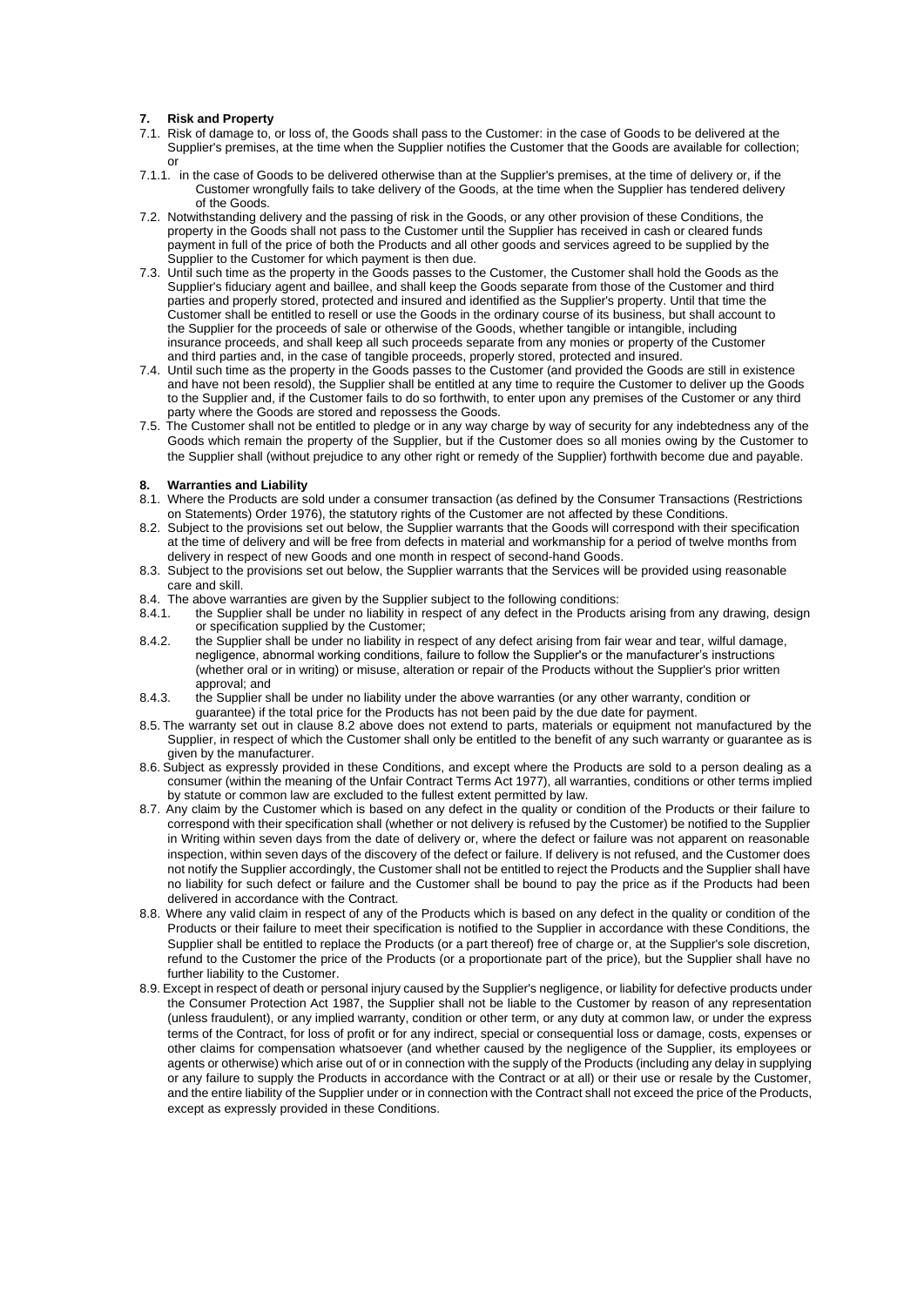## 7. Risk and Property

7.1. Risk of damage to, or loss of, the Goods shall pass to the Customer: in the case of Goods to be delivered at the Supplier's premises, at the time when the Supplier notifies the Customer that the Goods are available for collection; or

7.1.1. in the case of Goods to be delivered otherwise than at the Supplier's premises, at the time of delivery or, if the Customer wrongfully fails to take delivery of the Goods, at the time when the Supplier has tendered delivery of the Goods.

7.2. Notwithstanding delivery and the passing of risk in the Goods, or any other provision of these Conditions, the property in the Goods shall not pass to the Customer until the Supplier has received in cash or cleared funds payment in full of the price of both the Products and all other goods and services agreed to be supplied by the Supplier to the Customer for which payment is then due.

7.3. Until such time as the property in the Goods passes to the Customer, the Customer shall hold the Goods as the Supplier's fiduciary agent and baillee, and shall keep the Goods separate from those of the Customer and third parties and properly stored, protected and insured and identified as the Supplier's property. Until that time the Customer shall be entitled to resell or use the Goods in the ordinary course of its business, but shall account to the Supplier for the proceeds of sale or otherwise of the Goods, whether tangible or intangible, including insurance proceeds, and shall keep all such proceeds separate from any monies or property of the Customer and third parties and, in the case of tangible proceeds, properly stored, protected and insured.

7.4. Until such time as the property in the Goods passes to the Customer (and provided the Goods are still in existence and have not been resold), the Supplier shall be entitled at any time to require the Customer to deliver up the Goods to the Supplier and, if the Customer fails to do so forthwith, to enter upon any premises of the Customer or any third party where the Goods are stored and repossess the Goods.

7.5. The Customer shall not be entitled to pledge or in any way charge by way of security for any indebtedness any of the Goods which remain the property of the Supplier, but if the Customer does so all monies owing by the Customer to the Supplier shall (without prejudice to any other right or remedy of the Supplier) forthwith become due and payable.

## 8. Warranties and Liability

8.1. Where the Products are sold under a consumer transaction (as defined by the Consumer Transactions (Restrictions on Statements) Order 1976), the statutory rights of the Customer are not affected by these Conditions.

8.2. Subject to the provisions set out below, the Supplier warrants that the Goods will correspond with their specification at the time of delivery and will be free from defects in material and workmanship for a period of twelve months from delivery in respect of new Goods and one month in respect of second-hand Goods.

8.3. Subject to the provisions set out below, the Supplier warrants that the Services will be provided using reasonable care and skill.

8.4. The above warranties are given by the Supplier subject to the following conditions:

8.4.1. the Supplier shall be under no liability in respect of any defect in the Products arising from any drawing, design or specification supplied by the Customer;

8.4.2. the Supplier shall be under no liability in respect of any defect arising from fair wear and tear, wilful damage, negligence, abnormal working conditions, failure to follow the Supplier's or the manufacturer's instructions (whether oral or in writing) or misuse, alteration or repair of the Products without the Supplier's prior written approval; and

8.4.3. the Supplier shall be under no liability under the above warranties (or any other warranty, condition or guarantee) if the total price for the Products has not been paid by the due date for payment.

8.5. The warranty set out in clause 8.2 above does not extend to parts, materials or equipment not manufactured by the Supplier, in respect of which the Customer shall only be entitled to the benefit of any such warranty or guarantee as is given by the manufacturer.

8.6. Subject as expressly provided in these Conditions, and except where the Products are sold to a person dealing as a consumer (within the meaning of the Unfair Contract Terms Act 1977), all warranties, conditions or other terms implied by statute or common law are excluded to the fullest extent permitted by law.

8.7. Any claim by the Customer which is based on any defect in the quality or condition of the Products or their failure to correspond with their specification shall (whether or not delivery is refused by the Customer) be notified to the Supplier in Writing within seven days from the date of delivery or, where the defect or failure was not apparent on reasonable inspection, within seven days of the discovery of the defect or failure. If delivery is not refused, and the Customer does not notify the Supplier accordingly, the Customer shall not be entitled to reject the Products and the Supplier shall have no liability for such defect or failure and the Customer shall be bound to pay the price as if the Products had been delivered in accordance with the Contract.

8.8. Where any valid claim in respect of any of the Products which is based on any defect in the quality or condition of the Products or their failure to meet their specification is notified to the Supplier in accordance with these Conditions, the Supplier shall be entitled to replace the Products (or a part thereof) free of charge or, at the Supplier's sole discretion, refund to the Customer the price of the Products (or a proportionate part of the price), but the Supplier shall have no further liability to the Customer.

8.9. Except in respect of death or personal injury caused by the Supplier's negligence, or liability for defective products under the Consumer Protection Act 1987, the Supplier shall not be liable to the Customer by reason of any representation (unless fraudulent), or any implied warranty, condition or other term, or any duty at common law, or under the express terms of the Contract, for loss of profit or for any indirect, special or consequential loss or damage, costs, expenses or other claims for compensation whatsoever (and whether caused by the negligence of the Supplier, its employees or agents or otherwise) which arise out of or in connection with the supply of the Products (including any delay in supplying or any failure to supply the Products in accordance with the Contract or at all) or their use or resale by the Customer, and the entire liability of the Supplier under or in connection with the Contract shall not exceed the price of the Products, except as expressly provided in these Conditions.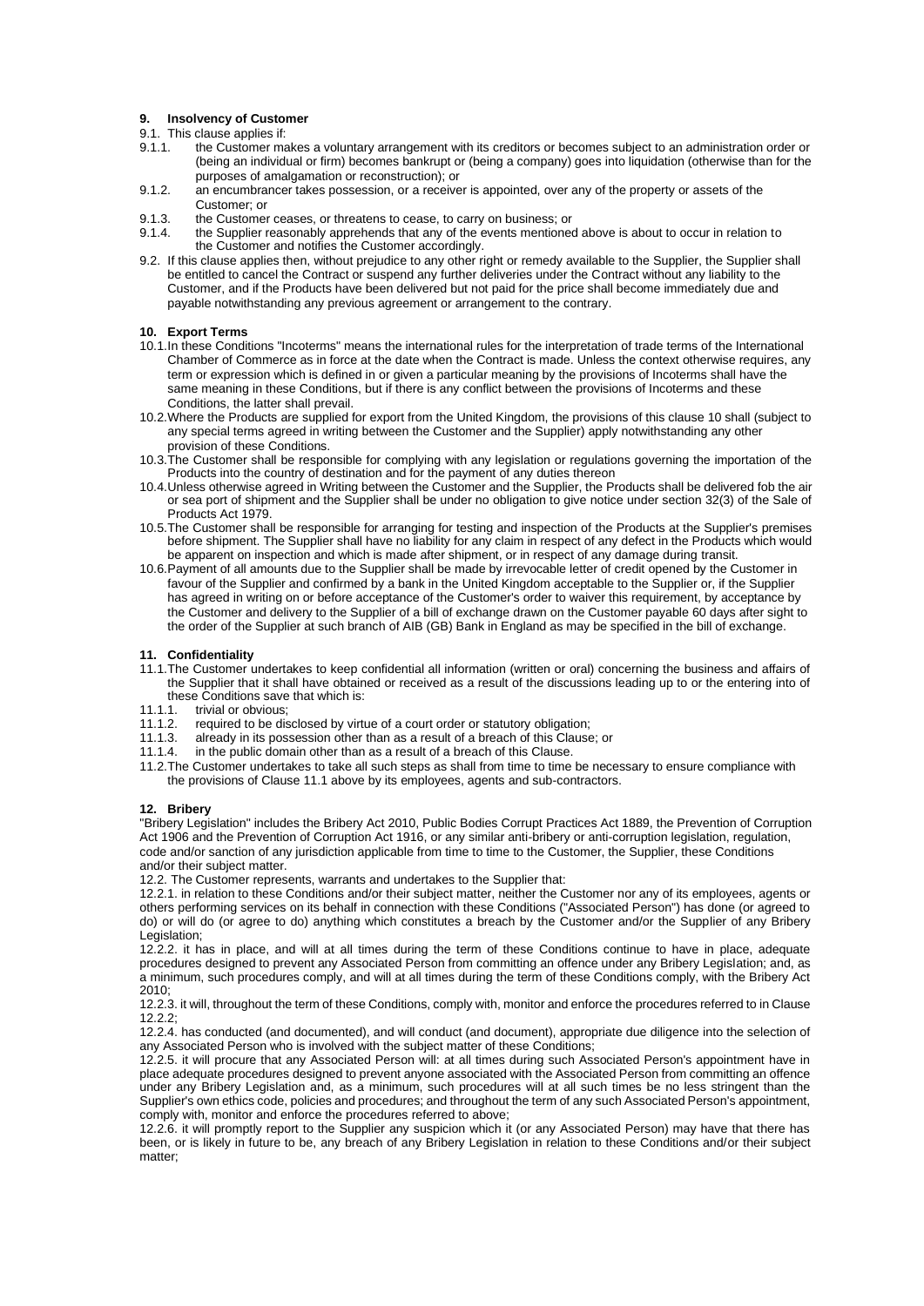## 9. Insolvency of Customer

9.1. This clause applies if:

9.1.1. the Customer makes a voluntary arrangement with its creditors or becomes subject to an administration order or (being an individual or firm) becomes bankrupt or (being a company) goes into liquidation (otherwise than for the purposes of amalgamation or reconstruction); or

9.1.2. an encumbrancer takes possession, or a receiver is appointed, over any of the property or assets of the Customer; or

9.1.3. the Customer ceases, or threatens to cease, to carry on business; or

9.1.4. the Supplier reasonably apprehends that any of the events mentioned above is about to occur in relation to the Customer and notifies the Customer accordingly.

9.2. If this clause applies then, without prejudice to any other right or remedy available to the Supplier, the Supplier shall be entitled to cancel the Contract or suspend any further deliveries under the Contract without any liability to the Customer, and if the Products have been delivered but not paid for the price shall become immediately due and payable notwithstanding any previous agreement or arrangement to the contrary.

## 10. Export Terms

10.1. In these Conditions "Incoterms" means the international rules for the interpretation of trade terms of the International Chamber of Commerce as in force at the date when the Contract is made. Unless the context otherwise requires, any term or expression which is defined in or given a particular meaning by the provisions of Incoterms shall have the same meaning in these Conditions, but if there is any conflict between the provisions of Incoterms and these Conditions, the latter shall prevail.

10.2. Where the Products are supplied for export from the United Kingdom, the provisions of this clause 10 shall (subject to any special terms agreed in writing between the Customer and the Supplier) apply notwithstanding any other provision of these Conditions.

10.3. The Customer shall be responsible for complying with any legislation or regulations governing the importation of the Products into the country of destination and for the payment of any duties thereon

10.4. Unless otherwise agreed in Writing between the Customer and the Supplier, the Products shall be delivered fob the air or sea port of shipment and the Supplier shall be under no obligation to give notice under section 32(3) of the Sale of Products Act 1979.

10.5. The Customer shall be responsible for arranging for testing and inspection of the Products at the Supplier's premises before shipment. The Supplier shall have no liability for any claim in respect of any defect in the Products which would be apparent on inspection and which is made after shipment, or in respect of any damage during transit.

10.6. Payment of all amounts due to the Supplier shall be made by irrevocable letter of credit opened by the Customer in favour of the Supplier and confirmed by a bank in the United Kingdom acceptable to the Supplier or, if the Supplier has agreed in writing on or before acceptance of the Customer's order to waiver this requirement, by acceptance by the Customer and delivery to the Supplier of a bill of exchange drawn on the Customer payable 60 days after sight to the order of the Supplier at such branch of AIB (GB) Bank in England as may be specified in the bill of exchange.

## 11. Confidentiality

11.1. The Customer undertakes to keep confidential all information (written or oral) concerning the business and affairs of the Supplier that it shall have obtained or received as a result of the discussions leading up to or the entering into of these Conditions save that which is:

11.1.1. trivial or obvious;

11.1.2. required to be disclosed by virtue of a court order or statutory obligation;

11.1.3. already in its possession other than as a result of a breach of this Clause; or

11.1.4. in the public domain other than as a result of a breach of this Clause.

11.2. The Customer undertakes to take all such steps as shall from time to time be necessary to ensure compliance with the provisions of Clause 11.1 above by its employees, agents and sub-contractors.

## 12. Bribery

"Bribery Legislation" includes the Bribery Act 2010, Public Bodies Corrupt Practices Act 1889, the Prevention of Corruption Act 1906 and the Prevention of Corruption Act 1916, or any similar anti-bribery or anti-corruption legislation, regulation, code and/or sanction of any jurisdiction applicable from time to time to the Customer, the Supplier, these Conditions and/or their subject matter.

12.2. The Customer represents, warrants and undertakes to the Supplier that:

12.2.1. in relation to these Conditions and/or their subject matter, neither the Customer nor any of its employees, agents or others performing services on its behalf in connection with these Conditions ("Associated Person") has done (or agreed to do) or will do (or agree to do) anything which constitutes a breach by the Customer and/or the Supplier of any Bribery Legislation;

12.2.2. it has in place, and will at all times during the term of these Conditions continue to have in place, adequate procedures designed to prevent any Associated Person from committing an offence under any Bribery Legislation; and, as a minimum, such procedures comply, and will at all times during the term of these Conditions comply, with the Bribery Act 2010;

12.2.3. it will, throughout the term of these Conditions, comply with, monitor and enforce the procedures referred to in Clause 12.2.2;

12.2.4. has conducted (and documented), and will conduct (and document), appropriate due diligence into the selection of any Associated Person who is involved with the subject matter of these Conditions;

12.2.5. it will procure that any Associated Person will: at all times during such Associated Person's appointment have in place adequate procedures designed to prevent anyone associated with the Associated Person from committing an offence under any Bribery Legislation and, as a minimum, such procedures will at all such times be no less stringent than the Supplier's own ethics code, policies and procedures; and throughout the term of any such Associated Person's appointment, comply with, monitor and enforce the procedures referred to above;

12.2.6. it will promptly report to the Supplier any suspicion which it (or any Associated Person) may have that there has been, or is likely in future to be, any breach of any Bribery Legislation in relation to these Conditions and/or their subject matter;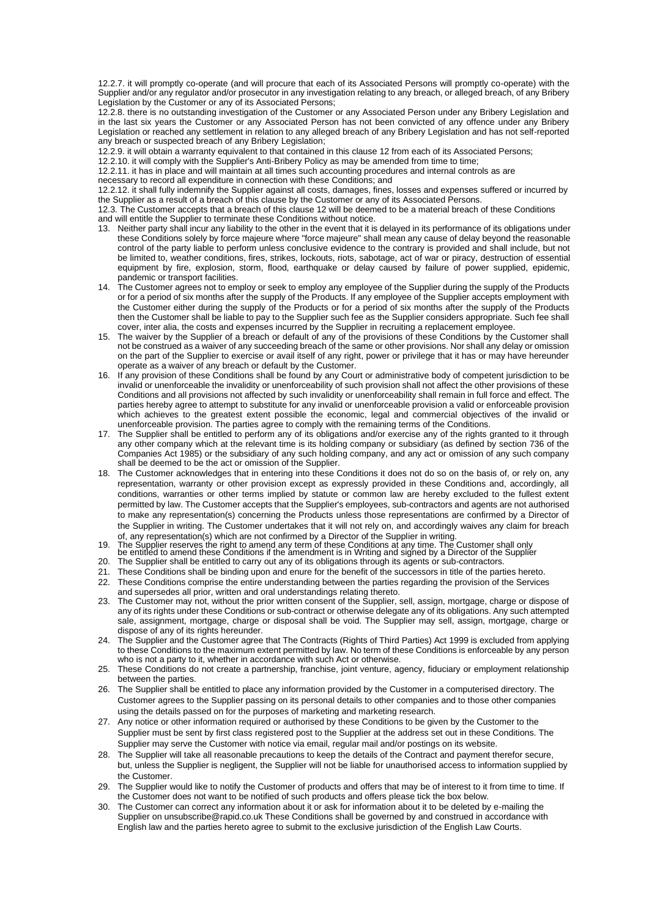12.2.7. it will promptly co-operate (and will procure that each of its Associated Persons will promptly co-operate) with the Supplier and/or any regulator and/or prosecutor in any investigation relating to any breach, or alleged breach, of any Bribery Legislation by the Customer or any of its Associated Persons;

12.2.8. there is no outstanding investigation of the Customer or any Associated Person under any Bribery Legislation and in the last six years the Customer or any Associated Person has not been convicted of any offence under any Bribery Legislation or reached any settlement in relation to any alleged breach of any Bribery Legislation and has not self-reported any breach or suspected breach of any Bribery Legislation;

12.2.9. it will obtain a warranty equivalent to that contained in this clause 12 from each of its Associated Persons;

12.2.10. it will comply with the Supplier's Anti-Bribery Policy as may be amended from time to time;

12.2.11. it has in place and will maintain at all times such accounting procedures and internal controls as are necessary to record all expenditure in connection with these Conditions; and

12.2.12. it shall fully indemnify the Supplier against all costs, damages, fines, losses and expenses suffered or incurred by the Supplier as a result of a breach of this clause by the Customer or any of its Associated Persons.

12.3. The Customer accepts that a breach of this clause 12 will be deemed to be a material breach of these Conditions and will entitle the Supplier to terminate these Conditions without notice.

13. Neither party shall incur any liability to the other in the event that it is delayed in its performance of its obligations under these Conditions solely by force majeure where "force majeure" shall mean any cause of delay beyond the reasonable control of the party liable to perform unless conclusive evidence to the contrary is provided and shall include, but not be limited to, weather conditions, fires, strikes, lockouts, riots, sabotage, act of war or piracy, destruction of essential equipment by fire, explosion, storm, flood, earthquake or delay caused by failure of power supplied, epidemic, pandemic or transport facilities.
14. The Customer agrees not to employ or seek to employ any employee of the Supplier during the supply of the Products or for a period of six months after the supply of the Products. If any employee of the Supplier accepts employment with the Customer either during the supply of the Products or for a period of six months after the supply of the Products then the Customer shall be liable to pay to the Supplier such fee as the Supplier considers appropriate. Such fee shall cover, inter alia, the costs and expenses incurred by the Supplier in recruiting a replacement employee.
15. The waiver by the Supplier of a breach or default of any of the provisions of these Conditions by the Customer shall not be construed as a waiver of any succeeding breach of the same or other provisions. Nor shall any delay or omission on the part of the Supplier to exercise or avail itself of any right, power or privilege that it has or may have hereunder operate as a waiver of any breach or default by the Customer.
16. If any provision of these Conditions shall be found by any Court or administrative body of competent jurisdiction to be invalid or unenforceable the invalidity or unenforceability of such provision shall not affect the other provisions of these Conditions and all provisions not affected by such invalidity or unenforceability shall remain in full force and effect. The parties hereby agree to attempt to substitute for any invalid or unenforceable provision a valid or enforceable provision which achieves to the greatest extent possible the economic, legal and commercial objectives of the invalid or unenforceable provision. The parties agree to comply with the remaining terms of the Conditions.
17. The Supplier shall be entitled to perform any of its obligations and/or exercise any of the rights granted to it through any other company which at the relevant time is its holding company or subsidiary (as defined by section 736 of the Companies Act 1985) or the subsidiary of any such holding company, and any act or omission of any such company shall be deemed to be the act or omission of the Supplier.
18. The Customer acknowledges that in entering into these Conditions it does not do so on the basis of, or rely on, any representation, warranty or other provision except as expressly provided in these Conditions and, accordingly, all conditions, warranties or other terms implied by statute or common law are hereby excluded to the fullest extent permitted by law. The Customer accepts that the Supplier's employees, sub-contractors and agents are not authorised to make any representation(s) concerning the Products unless those representations are confirmed by a Director of the Supplier in writing. The Customer undertakes that it will not rely on, and accordingly waives any claim for breach of, any representation(s) which are not confirmed by a Director of the Supplier in writing.
19. The Supplier reserves the right to amend any term of these Conditions at any time. The Customer shall only be entitled to amend these Conditions if the amendment is in Writing and signed by a Director of the Supplier
20. The Supplier shall be entitled to carry out any of its obligations through its agents or sub-contractors.
21. These Conditions shall be binding upon and enure for the benefit of the successors in title of the parties hereto.
22. These Conditions comprise the entire understanding between the parties regarding the provision of the Services and supersedes all prior, written and oral understandings relating thereto.
23. The Customer may not, without the prior written consent of the Supplier, sell, assign, mortgage, charge or dispose of any of its rights under these Conditions or sub-contract or otherwise delegate any of its obligations. Any such attempted sale, assignment, mortgage, charge or disposal shall be void. The Supplier may sell, assign, mortgage, charge or dispose of any of its rights hereunder.
24. The Supplier and the Customer agree that The Contracts (Rights of Third Parties) Act 1999 is excluded from applying to these Conditions to the maximum extent permitted by law. No term of these Conditions is enforceable by any person who is not a party to it, whether in accordance with such Act or otherwise.
25. These Conditions do not create a partnership, franchise, joint venture, agency, fiduciary or employment relationship between the parties.
26. The Supplier shall be entitled to place any information provided by the Customer in a computerised directory. The Customer agrees to the Supplier passing on its personal details to other companies and to those other companies using the details passed on for the purposes of marketing and marketing research.
27. Any notice or other information required or authorised by these Conditions to be given by the Customer to the Supplier must be sent by first class registered post to the Supplier at the address set out in these Conditions. The Supplier may serve the Customer with notice via email, regular mail and/or postings on its website.
28. The Supplier will take all reasonable precautions to keep the details of the Contract and payment therefor secure, but, unless the Supplier is negligent, the Supplier will not be liable for unauthorised access to information supplied by the Customer.
29. The Supplier would like to notify the Customer of products and offers that may be of interest to it from time to time. If the Customer does not want to be notified of such products and offers please tick the box below.
30. The Customer can correct any information about it or ask for information about it to be deleted by e-mailing the Supplier on unsubscribe@rapid.co.uk These Conditions shall be governed by and construed in accordance with English law and the parties hereto agree to submit to the exclusive jurisdiction of the English Law Courts.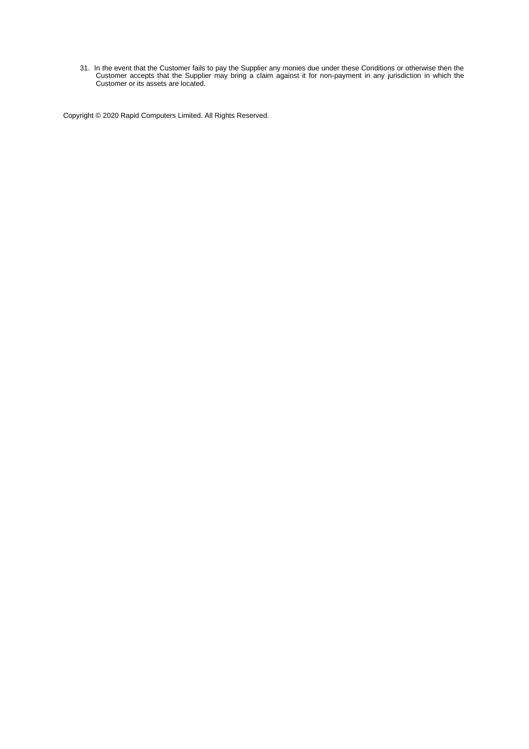31. In the event that the Customer fails to pay the Supplier any monies due under these Conditions or otherwise then the Customer accepts that the Supplier may bring a claim against it for non-payment in any jurisdiction in which the Customer or its assets are located.

Copyright © 2020 Rapid Computers Limited. All Rights Reserved.